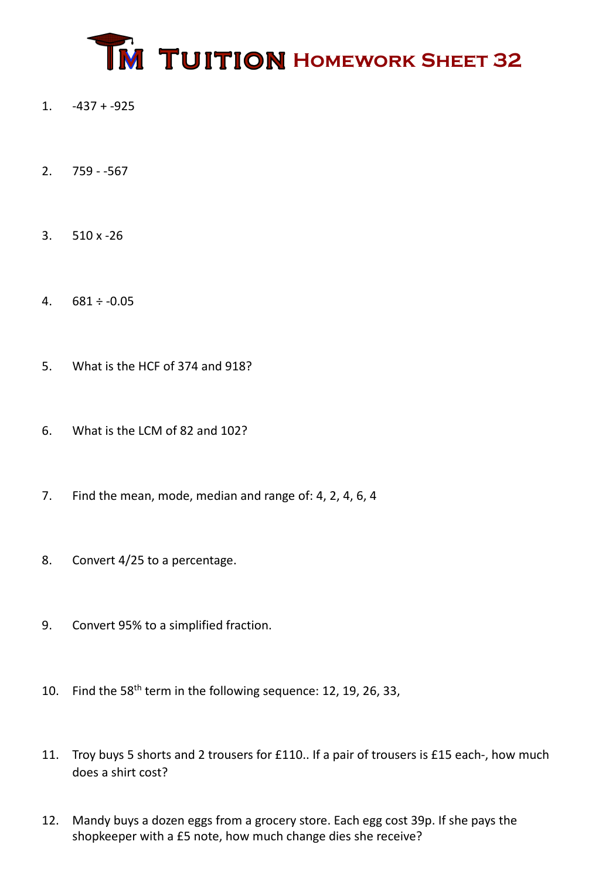# TM Tuition Homework Sheet 32

1. -437 + -925

2. 759 - -567

3. 510 x -26

4. 681 ÷ -0.05

5. What is the HCF of 374 and 918?

6. What is the LCM of 82 and 102?

7. Find the mean, mode, median and range of: 4, 2, 4, 6, 4

8. Convert 4/25 to a percentage.

9. Convert 95% to a simplified fraction.

10. Find the $58^{th}$ term in the following sequence: 12, 19, 26, 33,

11. Troy buys 5 shorts and 2 trousers for £110.. If a pair of trousers is £15 each-, how much does a shirt cost?

12. Mandy buys a dozen eggs from a grocery store. Each egg cost 39p. If she pays the shopkeeper with a £5 note, how much change dies she receive?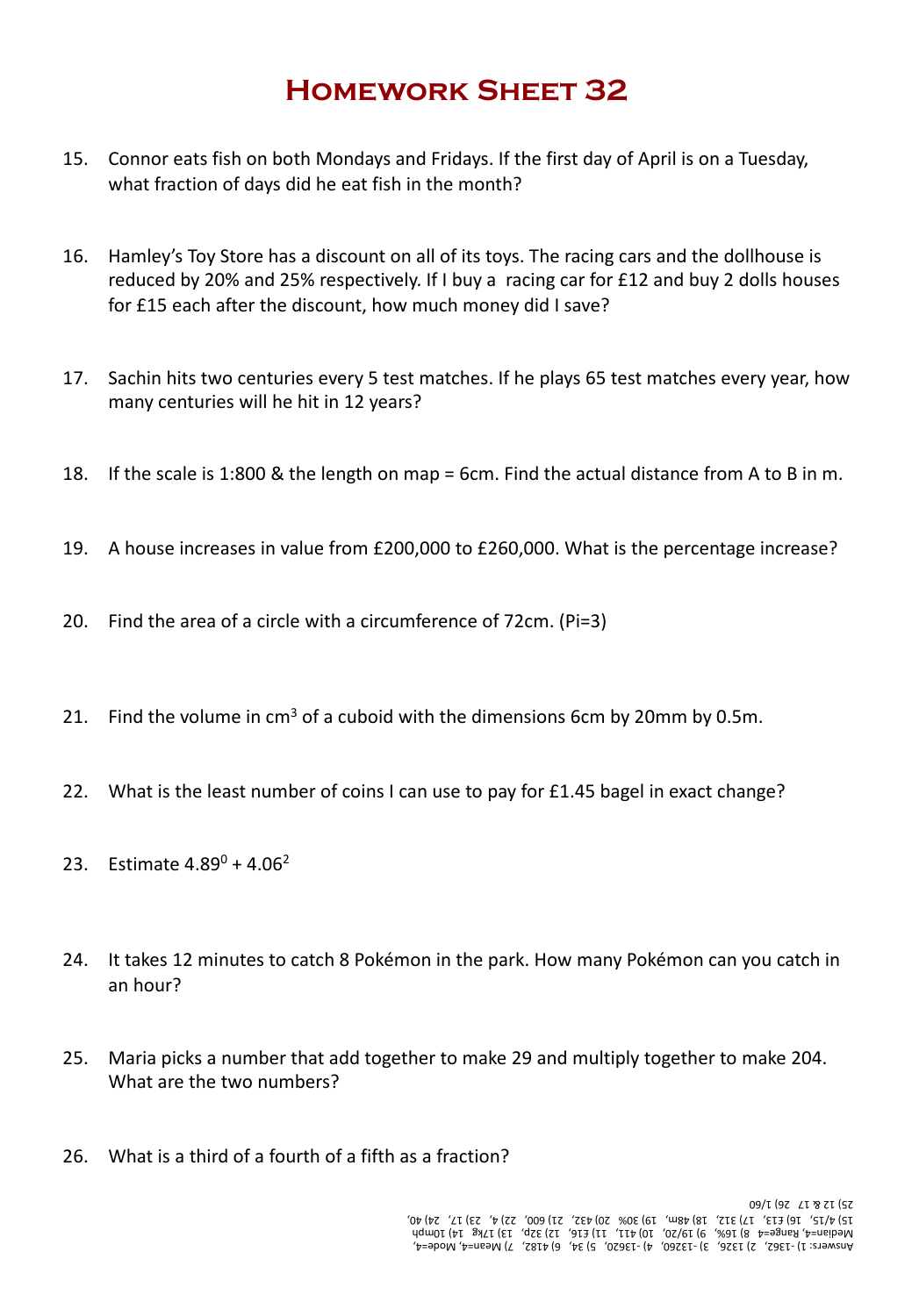# Homework Sheet 32

15. Connor eats fish on both Mondays and Fridays. If the first day of April is on a Tuesday, what fraction of days did he eat fish in the month?

16. Hamley's Toy Store has a discount on all of its toys. The racing cars and the dollhouse is reduced by 20% and 25% respectively. If I buy a racing car for £12 and buy 2 dolls houses for £15 each after the discount, how much money did I save?

17. Sachin hits two centuries every 5 test matches. If he plays 65 test matches every year, how many centuries will he hit in 12 years?

18. If the scale is 1:800 & the length on map = 6cm. Find the actual distance from A to B in m.

19. A house increases in value from £200,000 to £260,000. What is the percentage increase?

20. Find the area of a circle with a circumference of 72cm. (Pi=3)

21. Find the volume in $cm^3$ of a cuboid with the dimensions 6cm by 20mm by 0.5m.

22. What is the least number of coins I can use to pay for £1.45 bagel in exact change?

23. Estimate $4.89^0 + 4.06^2$

24. It takes 12 minutes to catch 8 Pokémon in the park. How many Pokémon can you catch in an hour?

25. Maria picks a number that add together to make 29 and multiply together to make 204. What are the two numbers?

26. What is a third of a fourth of a fifth as a fraction?

Answers: 1) -1362, 2) 1326, 3) -13260, 4) -13620, 5) 34, 6) 4182, 7) Mean=4, Mode=4, Median=4, Range=4 8) 16%, 9) 19/20, 10) 411, 11) £16, 12) 32p, 13) 17kg 14) 10mph 15) 4/15, 16) £13, 17) 312, 18) 48m, 19) 30% 20) 432, 21) 600, 22) 4, 23) 17, 24) 40, 25) 12 & 17 26) 1/60